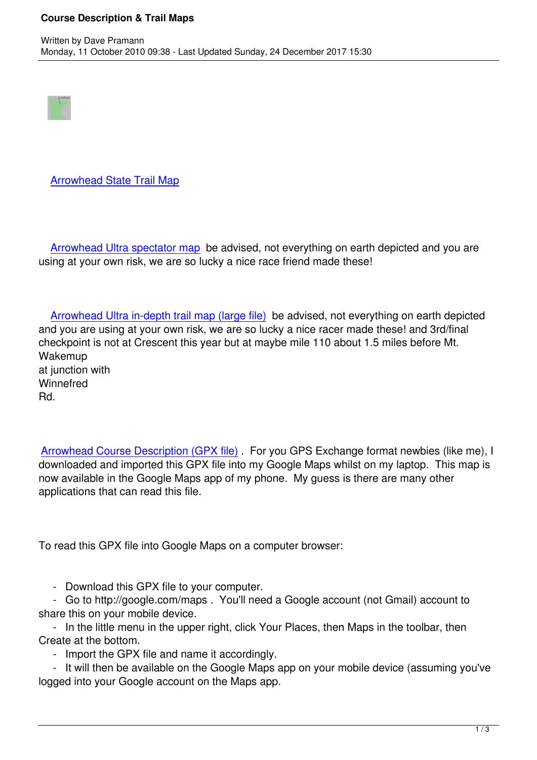# Course Description & Trail Maps

Written by Dave Pramann
Monday, 11 October 2010 09:38 - Last Updated Sunday, 24 December 2017 15:30

Arrowhead State Trail Map

Arrowhead Ultra spectator map be advised, not everything on earth depicted and you are using at your own risk, we are so lucky a nice race friend made these!

Arrowhead Ultra in-depth trail map (large file) be advised, not everything on earth depicted and you are using at your own risk, we are so lucky a nice racer made these! and 3rd/final checkpoint is not at Crescent this year but at maybe mile 110 about 1.5 miles before Mt. Wakemup at junction with Winnefred Rd.

Arrowhead Course Description (GPX file) . For you GPS Exchange format newbies (like me), I downloaded and imported this GPX file into my Google Maps whilst on my laptop. This map is now available in the Google Maps app of my phone. My guess is there are many other applications that can read this file.

To read this GPX file into Google Maps on a computer browser:

- Download this GPX file to your computer.
- Go to http://google.com/maps . You'll need a Google account (not Gmail) account to share this on your mobile device.
- In the little menu in the upper right, click Your Places, then Maps in the toolbar, then Create at the bottom.
- Import the GPX file and name it accordingly.
- It will then be available on the Google Maps app on your mobile device (assuming you've logged into your Google account on the Maps app.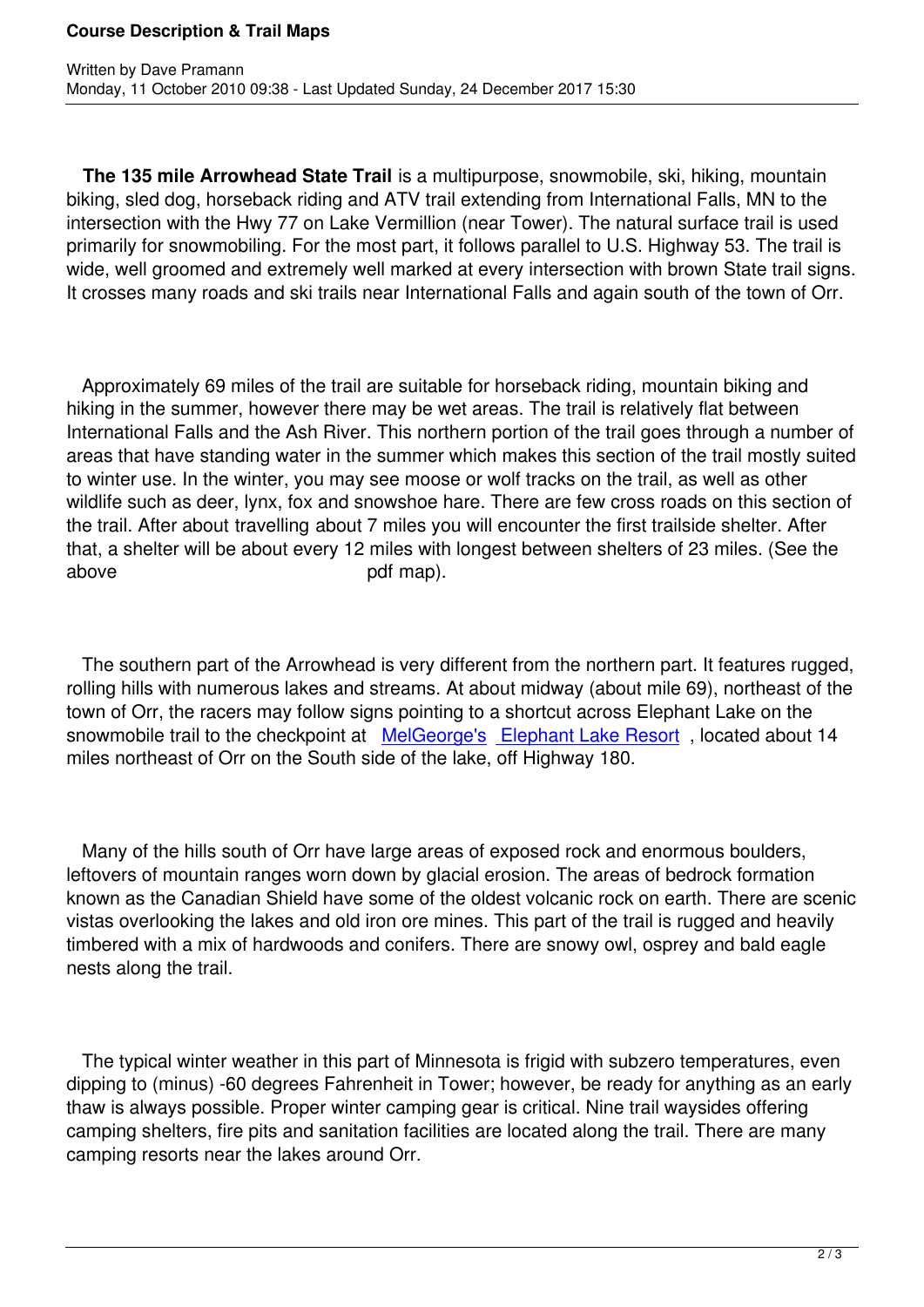**The 135 mile Arrowhead State Trail** is a multipurpose, snowmobile, ski, hiking, mountain biking, sled dog, horseback riding and ATV trail extending from International Falls, MN to the intersection with the Hwy 77 on Lake Vermillion (near Tower). The natural surface trail is used primarily for snowmobiling. For the most part, it follows parallel to U.S. Highway 53. The trail is wide, well groomed and extremely well marked at every intersection with brown State trail signs. It crosses many roads and ski trails near International Falls and again south of the town of Orr.

Approximately 69 miles of the trail are suitable for horseback riding, mountain biking and hiking in the summer, however there may be wet areas. The trail is relatively flat between International Falls and the Ash River. This northern portion of the trail goes through a number of areas that have standing water in the summer which makes this section of the trail mostly suited to winter use. In the winter, you may see moose or wolf tracks on the trail, as well as other wildlife such as deer, lynx, fox and snowshoe hare. There are few cross roads on this section of the trail. After about travelling about 7 miles you will encounter the first trailside shelter. After that, a shelter will be about every 12 miles with longest between shelters of 23 miles. (See the above pdf map).

The southern part of the Arrowhead is very different from the northern part. It features rugged, rolling hills with numerous lakes and streams. At about midway (about mile 69), northeast of the town of Orr, the racers may follow signs pointing to a shortcut across Elephant Lake on the snowmobile trail to the checkpoint at MelGeorge's Elephant Lake Resort , located about 14 miles northeast of Orr on the South side of the lake, off Highway 180.

Many of the hills south of Orr have large areas of exposed rock and enormous boulders, leftovers of mountain ranges worn down by glacial erosion. The areas of bedrock formation known as the Canadian Shield have some of the oldest volcanic rock on earth. There are scenic vistas overlooking the lakes and old iron ore mines. This part of the trail is rugged and heavily timbered with a mix of hardwoods and conifers. There are snowy owl, osprey and bald eagle nests along the trail.

The typical winter weather in this part of Minnesota is frigid with subzero temperatures, even dipping to (minus) -60 degrees Fahrenheit in Tower; however, be ready for anything as an early thaw is always possible. Proper winter camping gear is critical. Nine trail waysides offering camping shelters, fire pits and sanitation facilities are located along the trail. There are many camping resorts near the lakes around Orr.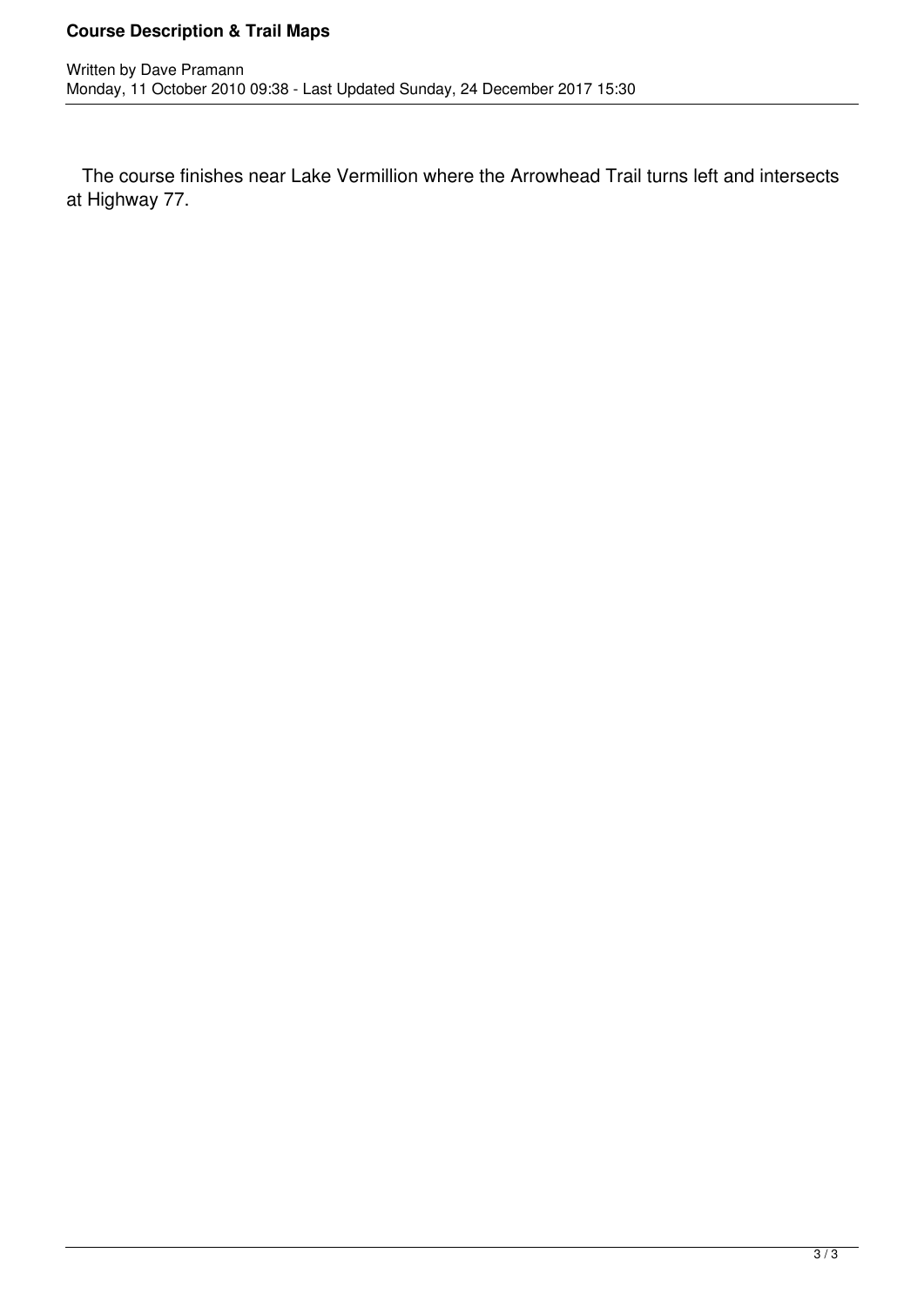The course finishes near Lake Vermillion where the Arrowhead Trail turns left and intersects at Highway 77.